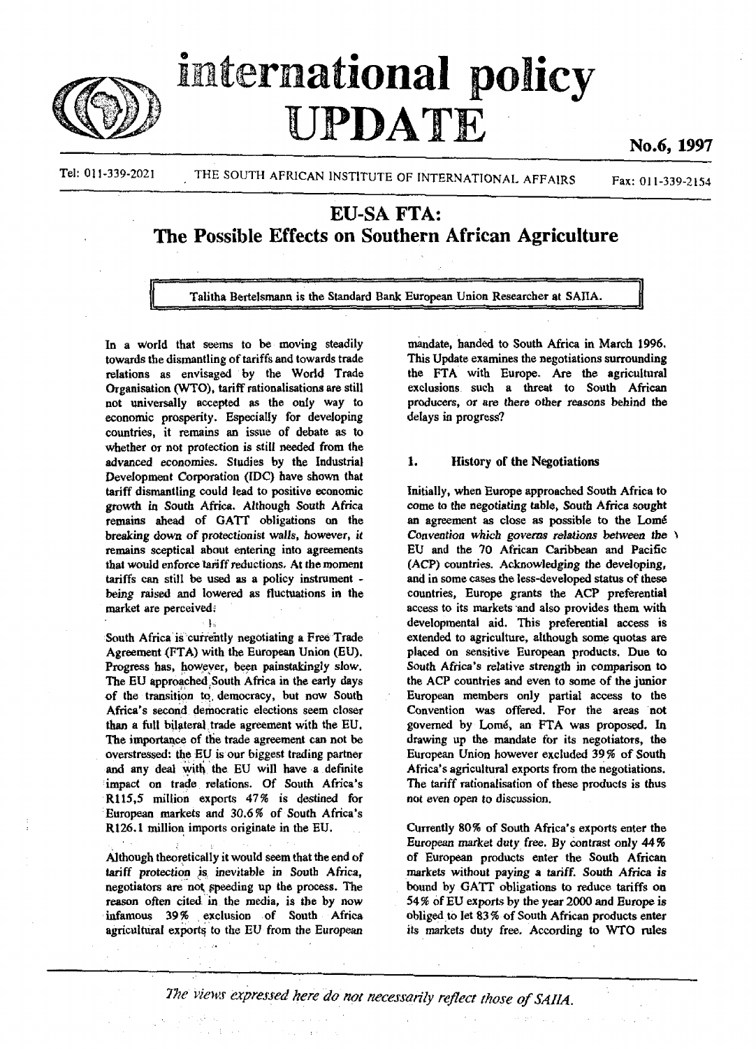# international policy UPDATE

No.6, 1997

Tel: 011-339-2021 THE SOUTH AFRICAN INSTITUTE OF INTERNATIONAL AFFAIRS Fax: 011-339-2154

## EU-SA FTA: The Possible Effects on Southern African Agriculture

Talitha Bertelsmann is the Standard Bank European Union Researcher at SAIIA.

In a world that seems to be moving steadily towards the dismantling of tariffs and towards trade relations as envisaged by the World Trade Organisation (WTO), tariff rationalisations are still not universally accepted as the only way to economic prosperity. Especially for developing countries, it remains an issue of debate as to whether or not protection is still needed from the advanced economies. Studies by the Industrial Development Corporation (IDC) have shown that tariff dismantling could lead to positive economic growth in South Africa. Although South Africa remains ahead of GATT obligations on the breaking down of protectionist walls, however, it remains sceptical about entering into agreements that would enforce tariff reductions. At the moment tariffs can still be used as a policy instrument - being raised and lowered as fluctuations in the market are perceived.

South Africa is currently negotiating a Free Trade Agreement (FTA) with the European Union (EU). Progress has, however, been painstakingly slow. The EU approached South Africa in the early days of the transition to democracy, but now South Africa's second democratic elections seem closer than a full bilateral trade agreement with the EU. The importance of the trade agreement can not be overstressed: the EU is our biggest trading partner and any deal with the EU will have a definite impact on trade relations. Of South Africa's R115,5 million exports 47% is destined for European markets and 30.6% of South Africa's R126.1 million imports originate in the EU.

Although theoretically it would seem that the end of tariff protection is inevitable in South Africa, negotiators are not speeding up the process. The reason often cited in the media, is the by now infamous 39% exclusion of South Africa agricultural exports to the EU from the European mandate, handed to South Africa in March 1996. This Update examines the negotiations surrounding the FTA with Europe. Are the agricultural exclusions such a threat to South African producers, or are there other reasons behind the delays in progress?

### 1. History of the Negotiations

Initially, when Europe approached South Africa to come to the negotiating table, South Africa sought an agreement as close as possible to the Lomé Convention which governs relations between the EU and the 70 African Caribbean and Pacific (ACP) countries. Acknowledging the developing, and in some cases the less-developed status of these countries, Europe grants the ACP preferential access to its markets and also provides them with developmental aid. This preferential access is extended to agriculture, although some quotas are placed on sensitive European products. Due to South Africa's relative strength in comparison to the ACP countries and even to some of the junior European members only partial access to the Convention was offered. For the areas not governed by Lomé, an FTA was proposed. In drawing up the mandate for its negotiators, the European Union however excluded 39% of South Africa's agricultural exports from the negotiations. The tariff rationalisation of these products is thus not even open to discussion.

Currently 80% of South Africa's exports enter the European market duty free. By contrast only 44% of European products enter the South African markets without paying a tariff. South Africa is bound by GATT obligations to reduce tariffs on 54% of EU exports by the year 2000 and Europe is obliged to let 83% of South African products enter its markets duty free. According to WTO rules

*The views expressed here do not necessarily reflect those of SAIIA.*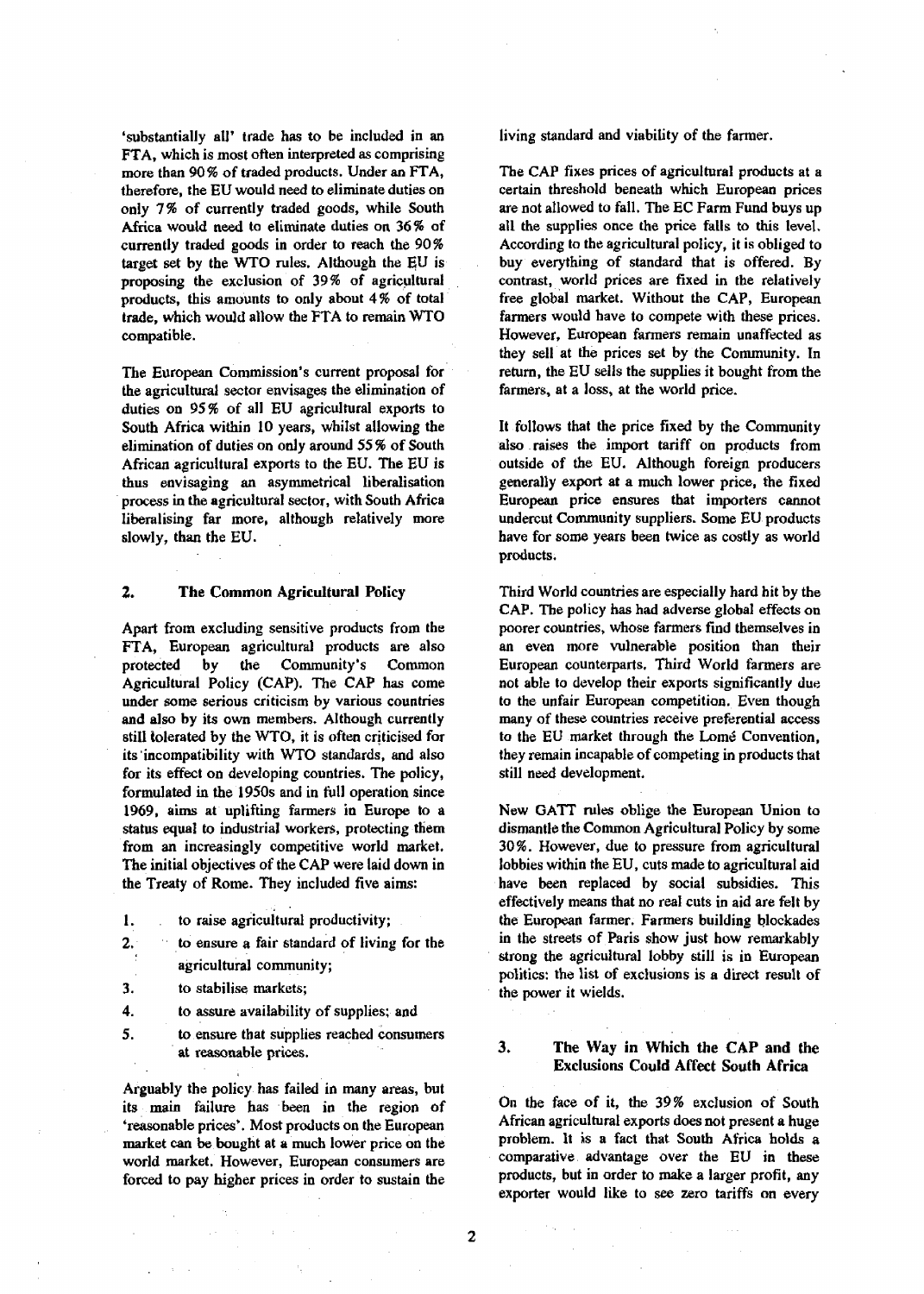'substantially all' trade has to be included in an FTA, which is most often interpreted as comprising more than 90% of traded products. Under an FTA, therefore, the EU would need to eliminate duties on only 7% of currently traded goods, while South Africa would need to eliminate duties on 36% of currently traded goods in order to reach the 90% target set by the WTO rules. Although the EU is proposing the exclusion of 39% of agricultural products, this amounts to only about 4% of total trade, which would allow the FTA to remain WTO compatible.

The European Commission's current proposal for the agricultural sector envisages the elimination of duties on 95% of all EU agricultural exports to South Africa within 10 years, whilst allowing the elimination of duties on only around 55% of South African agricultural exports to the EU. The EU is thus envisaging an asymmetrical liberalisation process in the agricultural sector, with South Africa liberalising far more, although relatively more slowly, than the EU.

## 2. The Common Agricultural Policy

Apart from excluding sensitive products from the FTA, European agricultural products are also protected by the Community's Common Agricultural Policy (CAP). The CAP has come under some serious criticism by various countries and also by its own members. Although currently still tolerated by the WTO, it is often criticised for its incompatibility with WTO standards, and also for its effect on developing countries. The policy, formulated in the 1950s and in full operation since 1969, aims at uplifting farmers in Europe to a status equal to industrial workers, protecting them from an increasingly competitive world market. The initial objectives of the CAP were laid down in the Treaty of Rome. They included five aims:

1. to raise agricultural productivity;
2. to ensure a fair standard of living for the agricultural community;
3. to stabilise markets;
4. to assure availability of supplies; and
5. to ensure that supplies reached consumers at reasonable prices.

Arguably the policy has failed in many areas, but its main failure has been in the region of 'reasonable prices'. Most products on the European market can be bought at a much lower price on the world market. However, European consumers are forced to pay higher prices in order to sustain the living standard and viability of the farmer.

The CAP fixes prices of agricultural products at a certain threshold beneath which European prices are not allowed to fall. The EC Farm Fund buys up all the supplies once the price falls to this level. According to the agricultural policy, it is obliged to buy everything of standard that is offered. By contrast, world prices are fixed in the relatively free global market. Without the CAP, European farmers would have to compete with these prices. However, European farmers remain unaffected as they sell at the prices set by the Community. In return, the EU sells the supplies it bought from the farmers, at a loss, at the world price.

It follows that the price fixed by the Community also raises the import tariff on products from outside of the EU. Although foreign producers generally export at a much lower price, the fixed European price ensures that importers cannot undercut Community suppliers. Some EU products have for some years been twice as costly as world products.

Third World countries are especially hard hit by the CAP. The policy has had adverse global effects on poorer countries, whose farmers find themselves in an even more vulnerable position than their European counterparts. Third World farmers are not able to develop their exports significantly due to the unfair European competition. Even though many of these countries receive preferential access to the EU market through the Lomé Convention, they remain incapable of competing in products that still need development.

New GATT rules oblige the European Union to dismantle the Common Agricultural Policy by some 30%. However, due to pressure from agricultural lobbies within the EU, cuts made to agricultural aid have been replaced by social subsidies. This effectively means that no real cuts in aid are felt by the European farmer. Farmers building blockades in the streets of Paris show just how remarkably strong the agricultural lobby still is in European politics: the list of exclusions is a direct result of the power it wields.

## 3. The Way in Which the CAP and the Exclusions Could Affect South Africa

On the face of it, the 39% exclusion of South African agricultural exports does not present a huge problem. It is a fact that South Africa holds a comparative advantage over the EU in these products, but in order to make a larger profit, any exporter would like to see zero tariffs on every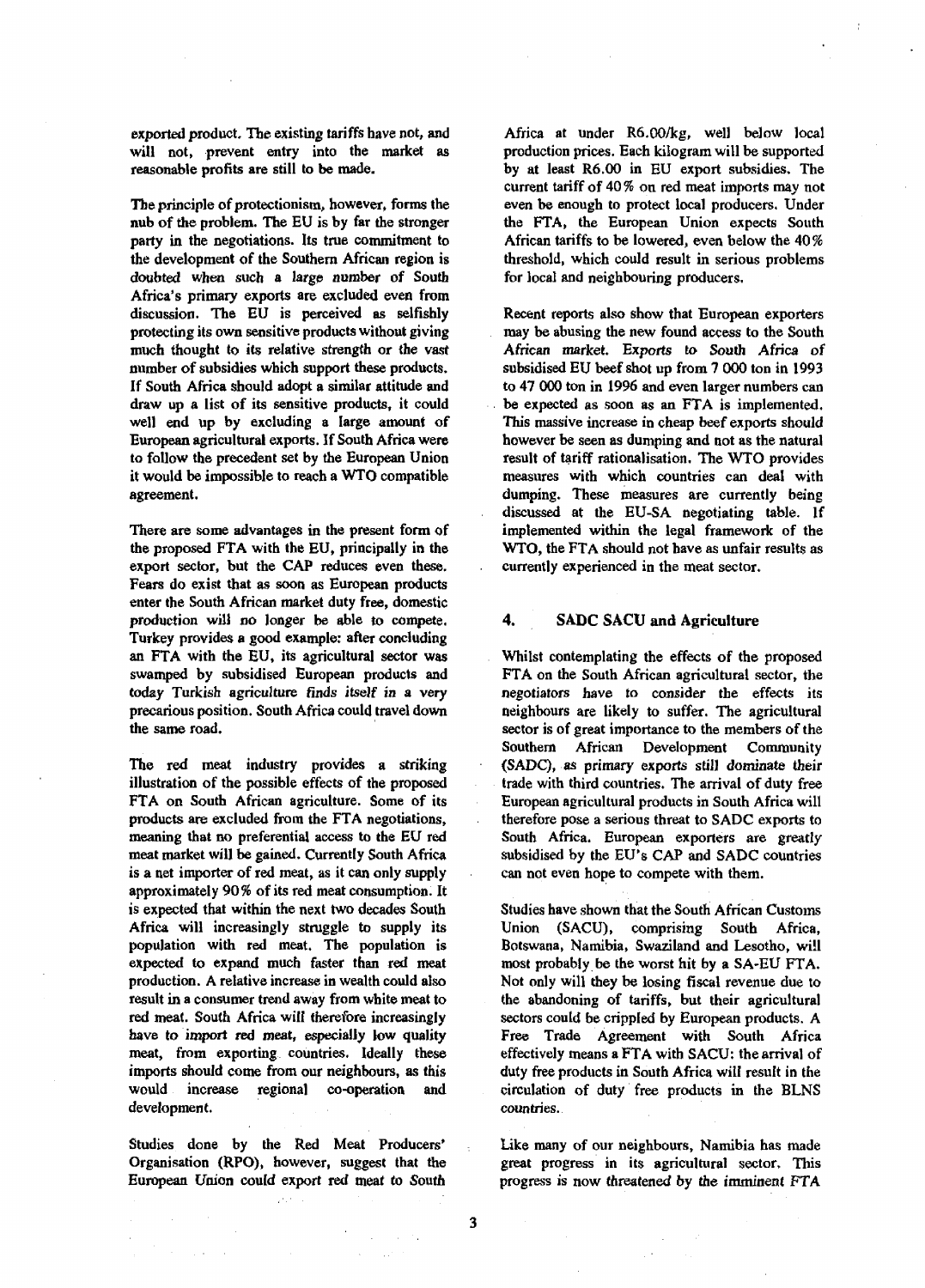exported product. The existing tariffs have not, and will not, prevent entry into the market as reasonable profits are still to be made.

The principle of protectionism, however, forms the hub of the problem. The EU is by far the stronger party in the negotiations. Its true commitment to the development of the Southern African region is doubted when such a large number of South Africa's primary exports are excluded even from discussion. The EU is perceived as selfishly protecting its own sensitive products without giving much thought to its relative strength or the vast number of subsidies which support these products. If South Africa should adopt a similar attitude and draw up a list of its sensitive products, it could well end up by excluding a large amount of European agricultural exports. If South Africa were to follow the precedent set by the European Union it would be impossible to reach a WTO compatible agreement.

There are some advantages in the present form of the proposed FTA with the EU, principally in the export sector, but the CAP reduces even these. Fears do exist that as soon as European products enter the South African market duty free, domestic production will no longer be able to compete. Turkey provides a good example: after concluding an FTA with the EU, its agricultural sector was swamped by subsidised European products and today Turkish agriculture finds itself in a very precarious position. South Africa could travel down the same road.

The red meat industry provides a striking illustration of the possible effects of the proposed FTA on South African agriculture. Some of its products are excluded from the FTA negotiations, meaning that no preferential access to the EU red meat market will be gained. Currently South Africa is a net importer of red meat, as it can only supply approximately 90% of its red meat consumption. It is expected that within the next two decades South Africa will increasingly struggle to supply its population with red meat. The population is expected to expand much faster than red meat production. A relative increase in wealth could also result in a consumer trend away from white meat to red meat. South Africa will therefore increasingly have to import red meat, especially low quality meat, from exporting countries. Ideally these imports should come from our neighbours, as this would increase regional co-operation and development.

Studies done by the Red Meat Producers' Organisation (RPO), however, suggest that the European Union could export red meat to South Africa at under R6.00/kg, well below local production prices. Each kilogram will be supported by at least R6.00 in EU export subsidies. The current tariff of 40% on red meat imports may not even be enough to protect local producers. Under the FTA, the European Union expects South African tariffs to be lowered, even below the 40% threshold, which could result in serious problems for local and neighbouring producers.

Recent reports also show that European exporters may be abusing the new found access to the South African market. Exports to South Africa of subsidised EU beef shot up from 7 000 ton in 1993 to 47 000 ton in 1996 and even larger numbers can be expected as soon as an FTA is implemented. This massive increase in cheap beef exports should however be seen as dumping and not as the natural result of tariff rationalisation. The WTO provides measures with which countries can deal with dumping. These measures are currently being discussed at the EU-SA negotiating table. If implemented within the legal framework of the WTO, the FTA should not have as unfair results as currently experienced in the meat sector.

## 4. SADC SACU and Agriculture

Whilst contemplating the effects of the proposed FTA on the South African agricultural sector, the negotiators have to consider the effects its neighbours are likely to suffer. The agricultural sector is of great importance to the members of the Southern African Development Community (SADC), as primary exports still dominate their trade with third countries. The arrival of duty free European agricultural products in South Africa will therefore pose a serious threat to SADC exports to South Africa. European exporters are greatly subsidised by the EU's CAP and SADC countries can not even hope to compete with them.

Studies have shown that the South African Customs Union (SACU), comprising South Africa, Botswana, Namibia, Swaziland and Lesotho, will most probably be the worst hit by a SA-EU FTA. Not only will they be losing fiscal revenue due to the abandoning of tariffs, but their agricultural sectors could be crippled by European products. A Free Trade Agreement with South Africa effectively means a FTA with SACU: the arrival of duty free products in South Africa will result in the circulation of duty free products in the BLNS countries.

Like many of our neighbours, Namibia has made great progress in its agricultural sector. This progress is now threatened by the imminent FTA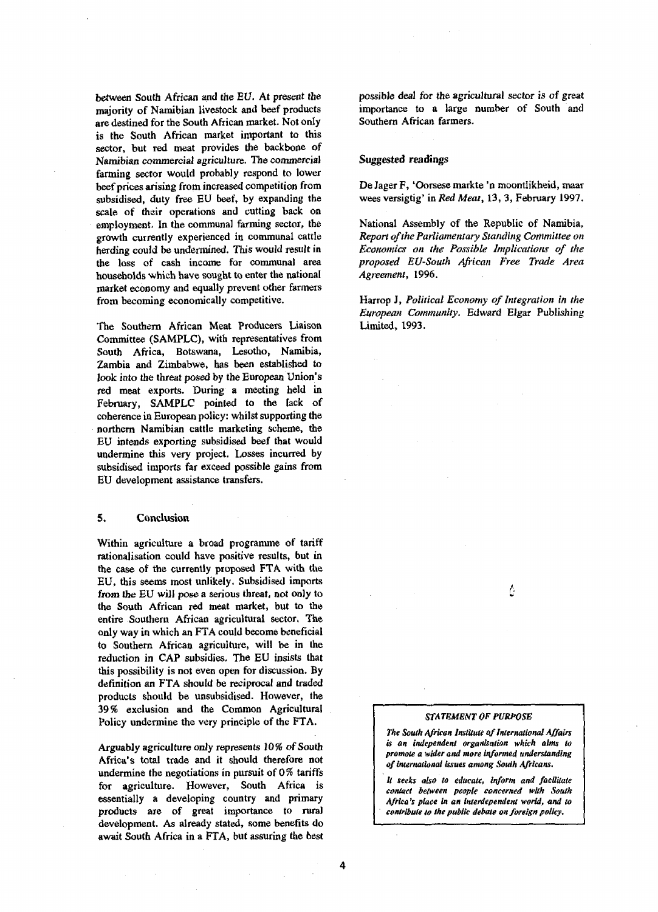between South African and the EU. At present the majority of Namibian livestock and beef products are destined for the South African market. Not only is the South African market important to this sector, but red meat provides the backbone of Namibian commercial agriculture. The commercial farming sector would probably respond to lower beef prices arising from increased competition from subsidised, duty free EU beef, by expanding the scale of their operations and cutting back on employment. In the communal farming sector, the growth currently experienced in communal cattle herding could be undermined. This would result in the loss of cash income for communal area households which have sought to enter the national market economy and equally prevent other farmers from becoming economically competitive.

The Southern African Meat Producers Liaison Committee (SAMPLC), with representatives from South Africa, Botswana, Lesotho, Namibia, Zambia and Zimbabwe, has been established to look into the threat posed by the European Union's red meat exports. During a meeting held in February, SAMPLC pointed to the lack of coherence in European policy: whilst supporting the northern Namibian cattle marketing scheme, the EU intends exporting subsidised beef that would undermine this very project. Losses incurred by subsidised imports far exceed possible gains from EU development assistance transfers.

## 5. Conclusion

Within agriculture a broad programme of tariff rationalisation could have positive results, but in the case of the currently proposed FTA with the EU, this seems most unlikely. Subsidised imports from the EU will pose a serious threat, not only to the South African red meat market, but to the entire Southern African agricultural sector. The only way in which an FTA could become beneficial to Southern African agriculture, will be in the reduction in CAP subsidies. The EU insists that this possibility is not even open for discussion. By definition an FTA should be reciprocal and traded products should be unsubsidised. However, the 39% exclusion and the Common Agricultural Policy undermine the very principle of the FTA.

Arguably agriculture only represents 10% of South Africa's total trade and it should therefore not undermine the negotiations in pursuit of 0% tariffs for agriculture. However, South Africa is essentially a developing country and primary products are of great importance to rural development. As already stated, some benefits do await South Africa in a FTA, but assuring the best possible deal for the agricultural sector is of great importance to a large number of South and Southern African farmers.

### Suggested readings

De Jager F, 'Oorsese markte 'n moontlikheid, maar wees versigtig' in *Red Meat*, 13, 3, February 1997.

National Assembly of the Republic of Namibia, *Report of the Parliamentary Standing Committee on Economics on the Possible Implications of the proposed EU-South African Free Trade Area Agreement*, 1996.

Harrop J, *Political Economy of Integration in the European Community*. Edward Elgar Publishing Limited, 1993.

***STATEMENT OF PURPOSE***

***The South African Institute of International Affairs is an independent organisation which aims to promote a wider and more informed understanding of international issues among South Africans.***

***It seeks also to educate, inform and facilitate contact between people concerned with South Africa's place in an interdependent world, and to contribute to the public debate on foreign policy.***